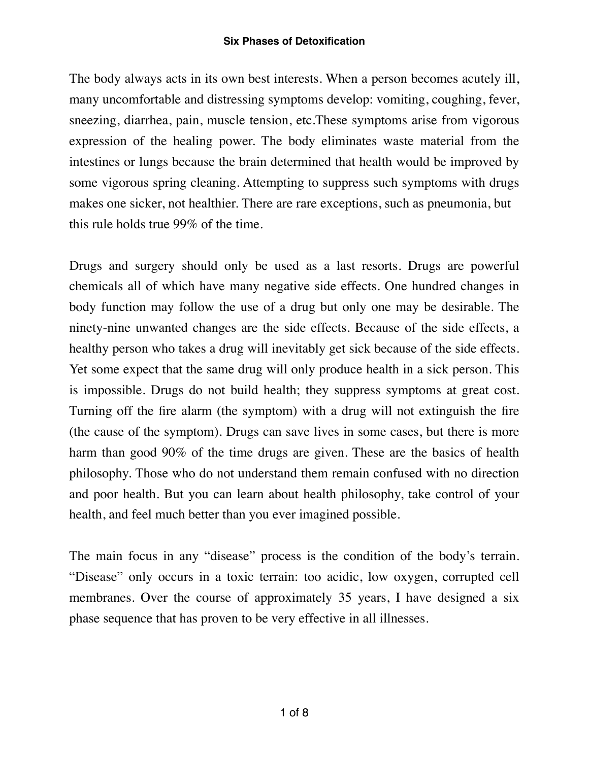# Six Phases of Detoxification

The body always acts in its own best interests. When a person becomes acutely ill, many uncomfortable and distressing symptoms develop: vomiting, coughing, fever, sneezing, diarrhea, pain, muscle tension, etc.These symptoms arise from vigorous expression of the healing power. The body eliminates waste material from the intestines or lungs because the brain determined that health would be improved by some vigorous spring cleaning. Attempting to suppress such symptoms with drugs makes one sicker, not healthier. There are rare exceptions, such as pneumonia, but this rule holds true 99% of the time.

Drugs and surgery should only be used as a last resorts. Drugs are powerful chemicals all of which have many negative side effects. One hundred changes in body function may follow the use of a drug but only one may be desirable. The ninety-nine unwanted changes are the side effects. Because of the side effects, a healthy person who takes a drug will inevitably get sick because of the side effects. Yet some expect that the same drug will only produce health in a sick person. This is impossible. Drugs do not build health; they suppress symptoms at great cost. Turning off the fire alarm (the symptom) with a drug will not extinguish the fire (the cause of the symptom). Drugs can save lives in some cases, but there is more harm than good 90% of the time drugs are given. These are the basics of health philosophy. Those who do not understand them remain confused with no direction and poor health. But you can learn about health philosophy, take control of your health, and feel much better than you ever imagined possible.

The main focus in any "disease" process is the condition of the body's terrain. "Disease" only occurs in a toxic terrain: too acidic, low oxygen, corrupted cell membranes. Over the course of approximately 35 years, I have designed a six phase sequence that has proven to be very effective in all illnesses.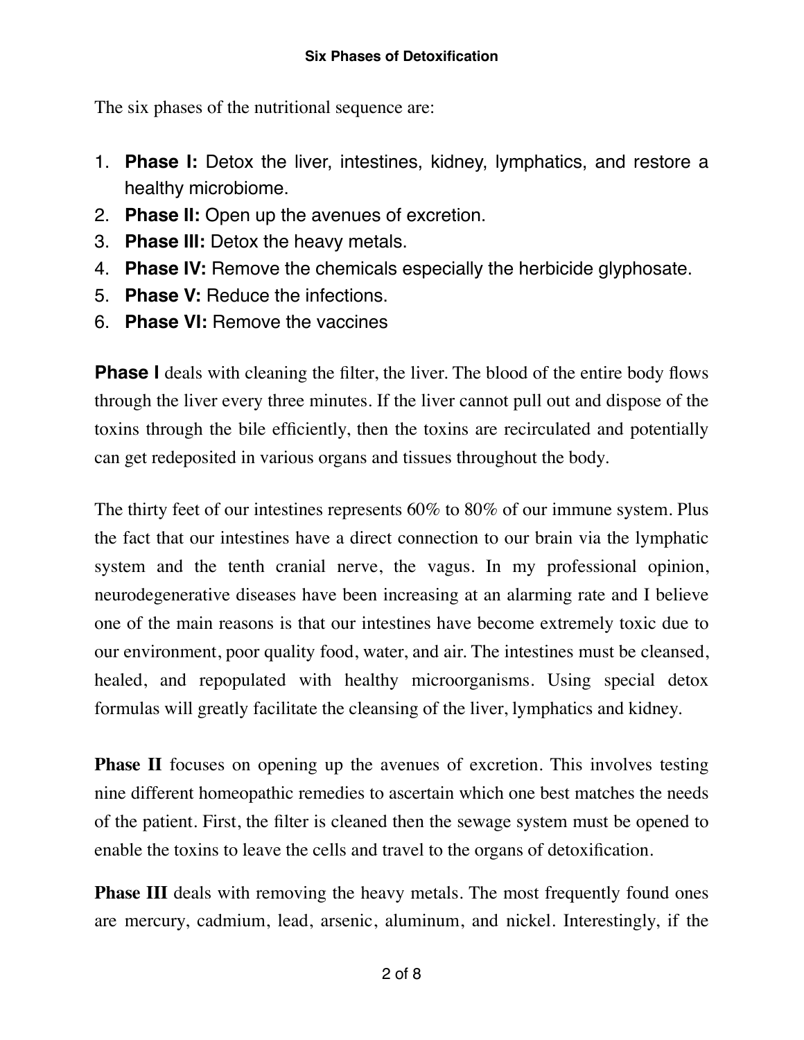The six phases of the nutritional sequence are:

1. **Phase I:** Detox the liver, intestines, kidney, lymphatics, and restore a healthy microbiome.
2. **Phase II:** Open up the avenues of excretion.
3. **Phase III:** Detox the heavy metals.
4. **Phase IV:** Remove the chemicals especially the herbicide glyphosate.
5. **Phase V:** Reduce the infections.
6. **Phase VI:** Remove the vaccines

**Phase I** deals with cleaning the filter, the liver. The blood of the entire body flows through the liver every three minutes. If the liver cannot pull out and dispose of the toxins through the bile efficiently, then the toxins are recirculated and potentially can get redeposited in various organs and tissues throughout the body.

The thirty feet of our intestines represents 60% to 80% of our immune system. Plus the fact that our intestines have a direct connection to our brain via the lymphatic system and the tenth cranial nerve, the vagus. In my professional opinion, neurodegenerative diseases have been increasing at an alarming rate and I believe one of the main reasons is that our intestines have become extremely toxic due to our environment, poor quality food, water, and air. The intestines must be cleansed, healed, and repopulated with healthy microorganisms. Using special detox formulas will greatly facilitate the cleansing of the liver, lymphatics and kidney.

**Phase II** focuses on opening up the avenues of excretion. This involves testing nine different homeopathic remedies to ascertain which one best matches the needs of the patient. First, the filter is cleaned then the sewage system must be opened to enable the toxins to leave the cells and travel to the organs of detoxification.

**Phase III** deals with removing the heavy metals. The most frequently found ones are mercury, cadmium, lead, arsenic, aluminum, and nickel. Interestingly, if the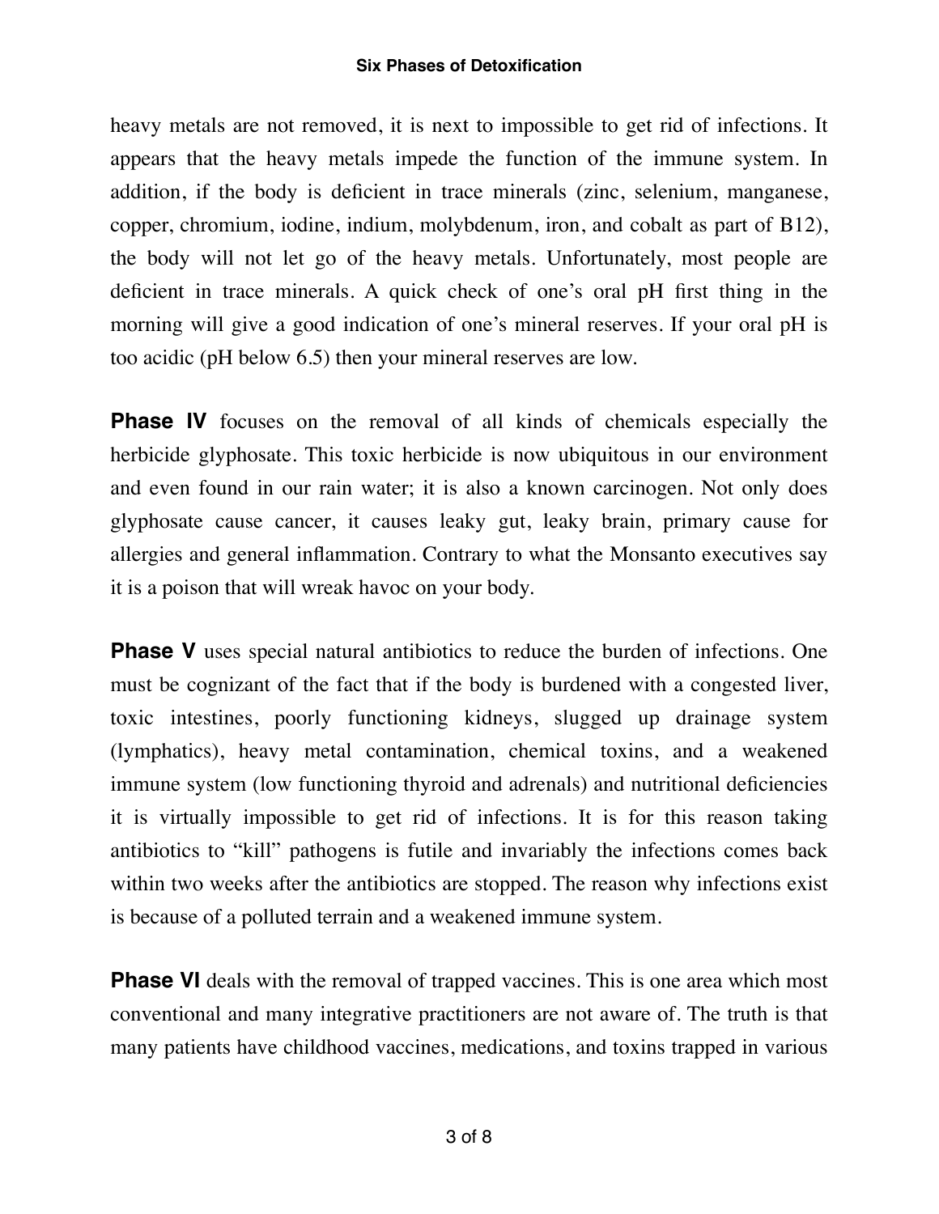heavy metals are not removed, it is next to impossible to get rid of infections. It appears that the heavy metals impede the function of the immune system. In addition, if the body is deficient in trace minerals (zinc, selenium, manganese, copper, chromium, iodine, indium, molybdenum, iron, and cobalt as part of B12), the body will not let go of the heavy metals. Unfortunately, most people are deficient in trace minerals. A quick check of one's oral pH first thing in the morning will give a good indication of one's mineral reserves. If your oral pH is too acidic (pH below 6.5) then your mineral reserves are low.

**Phase IV** focuses on the removal of all kinds of chemicals especially the herbicide glyphosate. This toxic herbicide is now ubiquitous in our environment and even found in our rain water; it is also a known carcinogen. Not only does glyphosate cause cancer, it causes leaky gut, leaky brain, primary cause for allergies and general inflammation. Contrary to what the Monsanto executives say it is a poison that will wreak havoc on your body.

**Phase V** uses special natural antibiotics to reduce the burden of infections. One must be cognizant of the fact that if the body is burdened with a congested liver, toxic intestines, poorly functioning kidneys, slugged up drainage system (lymphatics), heavy metal contamination, chemical toxins, and a weakened immune system (low functioning thyroid and adrenals) and nutritional deficiencies it is virtually impossible to get rid of infections. It is for this reason taking antibiotics to "kill" pathogens is futile and invariably the infections comes back within two weeks after the antibiotics are stopped. The reason why infections exist is because of a polluted terrain and a weakened immune system.

**Phase VI** deals with the removal of trapped vaccines. This is one area which most conventional and many integrative practitioners are not aware of. The truth is that many patients have childhood vaccines, medications, and toxins trapped in various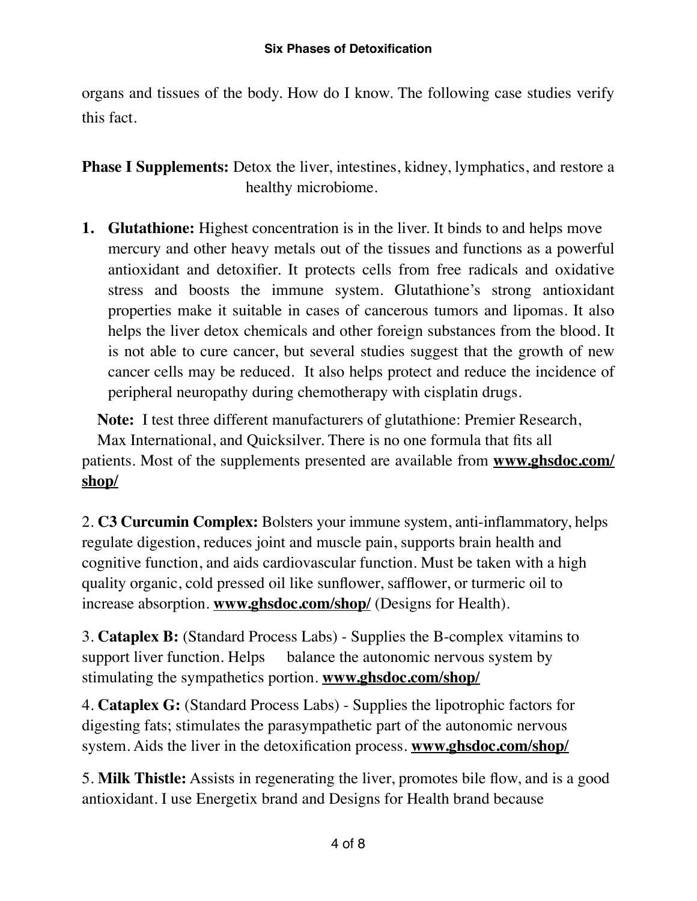organs and tissues of the body. How do I know. The following case studies verify this fact.

**Phase I Supplements:** Detox the liver, intestines, kidney, lymphatics, and restore a healthy microbiome.

1. **Glutathione:** Highest concentration is in the liver. It binds to and helps move mercury and other heavy metals out of the tissues and functions as a powerful antioxidant and detoxifier. It protects cells from free radicals and oxidative stress and boosts the immune system. Glutathione's strong antioxidant properties make it suitable in cases of cancerous tumors and lipomas. It also helps the liver detox chemicals and other foreign substances from the blood. It is not able to cure cancer, but several studies suggest that the growth of new cancer cells may be reduced. It also helps protect and reduce the incidence of peripheral neuropathy during chemotherapy with cisplatin drugs.

**Note:** I test three different manufacturers of glutathione: Premier Research, Max International, and Quicksilver. There is no one formula that fits all patients. Most of the supplements presented are available from **www.ghsdoc.com/shop/**

2. **C3 Curcumin Complex:** Bolsters your immune system, anti-inflammatory, helps regulate digestion, reduces joint and muscle pain, supports brain health and cognitive function, and aids cardiovascular function. Must be taken with a high quality organic, cold pressed oil like sunflower, safflower, or turmeric oil to increase absorption. **www.ghsdoc.com/shop/** (Designs for Health).

3. **Cataplex B:** (Standard Process Labs) - Supplies the B-complex vitamins to support liver function. Helps balance the autonomic nervous system by stimulating the sympathetics portion. **www.ghsdoc.com/shop/**

4. **Cataplex G:** (Standard Process Labs) - Supplies the lipotrophic factors for digesting fats; stimulates the parasympathetic part of the autonomic nervous system. Aids the liver in the detoxification process. **www.ghsdoc.com/shop/**

5. **Milk Thistle:** Assists in regenerating the liver, promotes bile flow, and is a good antioxidant. I use Energetix brand and Designs for Health brand because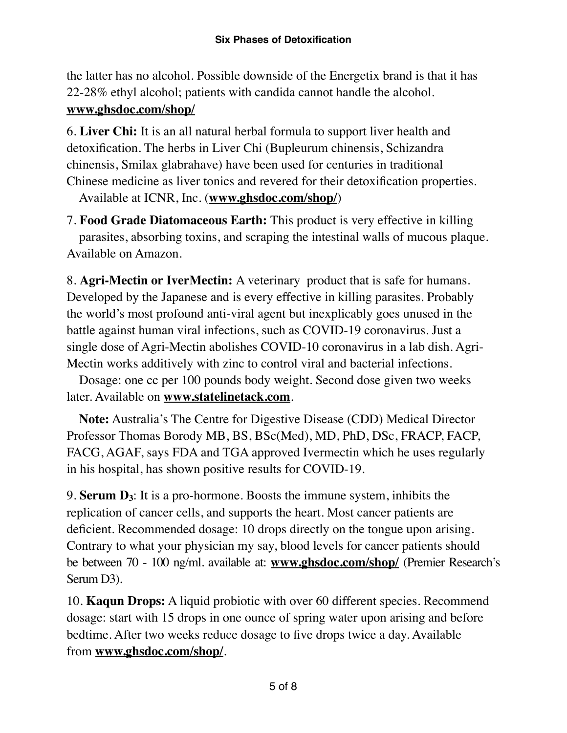the latter has no alcohol. Possible downside of the Energetix brand is that it has 22-28% ethyl alcohol; patients with candida cannot handle the alcohol. **www.ghsdoc.com/shop/**

6. **Liver Chi:** It is an all natural herbal formula to support liver health and detoxification. The herbs in Liver Chi (Bupleurum chinensis, Schizandra chinensis, Smilax glabrahave) have been used for centuries in traditional Chinese medicine as liver tonics and revered for their detoxification properties. Available at ICNR, Inc. (**www.ghsdoc.com/shop/**)

7. **Food Grade Diatomaceous Earth:** This product is very effective in killing parasites, absorbing toxins, and scraping the intestinal walls of mucous plaque. Available on Amazon.

8. **Agri-Mectin or IverMectin:** A veterinary product that is safe for humans. Developed by the Japanese and is every effective in killing parasites. Probably the world's most profound anti-viral agent but inexplicably goes unused in the battle against human viral infections, such as COVID-19 coronavirus. Just a single dose of Agri-Mectin abolishes COVID-10 coronavirus in a lab dish. Agri-Mectin works additively with zinc to control viral and bacterial infections.

Dosage: one cc per 100 pounds body weight. Second dose given two weeks later. Available on **www.statelinetack.com**.

**Note:** Australia's The Centre for Digestive Disease (CDD) Medical Director Professor Thomas Borody MB, BS, BSc(Med), MD, PhD, DSc, FRACP, FACP, FACG, AGAF, says FDA and TGA approved Ivermectin which he uses regularly in his hospital, has shown positive results for COVID-19.

9. **Serum $D_3$**: It is a pro-hormone. Boosts the immune system, inhibits the replication of cancer cells, and supports the heart. Most cancer patients are deficient. Recommended dosage: 10 drops directly on the tongue upon arising. Contrary to what your physician my say, blood levels for cancer patients should be between 70 - 100 ng/ml. available at: **www.ghsdoc.com/shop/** (Premier Research's Serum D3).

10. **Kaqun Drops:** A liquid probiotic with over 60 different species. Recommend dosage: start with 15 drops in one ounce of spring water upon arising and before bedtime. After two weeks reduce dosage to five drops twice a day. Available from **www.ghsdoc.com/shop/**.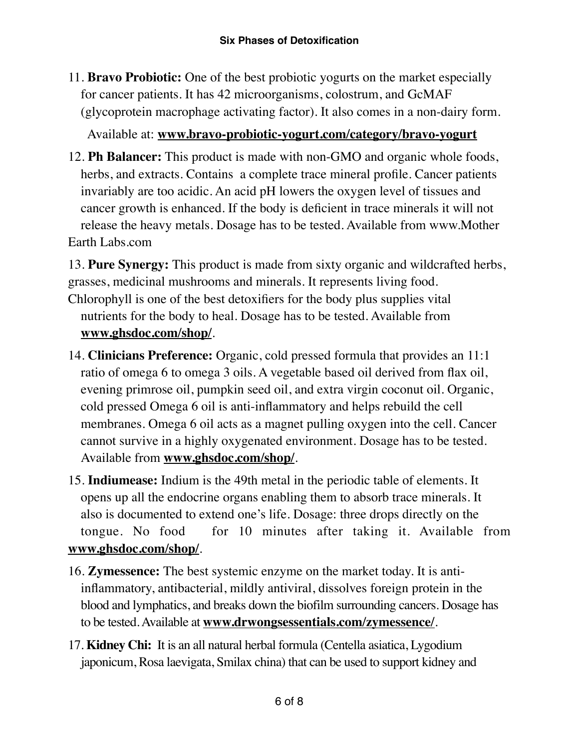11. **Bravo Probiotic:** One of the best probiotic yogurts on the market especially for cancer patients. It has 42 microorganisms, colostrum, and GcMAF (glycoprotein macrophage activating factor). It also comes in a non-dairy form.

    Available at: **www.bravo-probiotic-yogurt.com/category/bravo-yogurt**

12. **Ph Balancer:** This product is made with non-GMO and organic whole foods, herbs, and extracts. Contains a complete trace mineral profile. Cancer patients invariably are too acidic. An acid pH lowers the oxygen level of tissues and cancer growth is enhanced. If the body is deficient in trace minerals it will not release the heavy metals. Dosage has to be tested. Available from www.Mother Earth Labs.com

13. **Pure Synergy:** This product is made from sixty organic and wildcrafted herbs, grasses, medicinal mushrooms and minerals. It represents living food. Chlorophyll is one of the best detoxifiers for the body plus supplies vital nutrients for the body to heal. Dosage has to be tested. Available from **www.ghsdoc.com/shop/**.

14. **Clinicians Preference:** Organic, cold pressed formula that provides an 11:1 ratio of omega 6 to omega 3 oils. A vegetable based oil derived from flax oil, evening primrose oil, pumpkin seed oil, and extra virgin coconut oil. Organic, cold pressed Omega 6 oil is anti-inflammatory and helps rebuild the cell membranes. Omega 6 oil acts as a magnet pulling oxygen into the cell. Cancer cannot survive in a highly oxygenated environment. Dosage has to be tested. Available from **www.ghsdoc.com/shop/**.

15. **Indiumease:** Indium is the 49th metal in the periodic table of elements. It opens up all the endocrine organs enabling them to absorb trace minerals. It also is documented to extend one's life. Dosage: three drops directly on the tongue. No food for 10 minutes after taking it. Available from **www.ghsdoc.com/shop/**.

16. **Zymessence:** The best systemic enzyme on the market today. It is anti-inflammatory, antibacterial, mildly antiviral, dissolves foreign protein in the blood and lymphatics, and breaks down the biofilm surrounding cancers. Dosage has to be tested. Available at **www.drwongsessentials.com/zymessence/**.

17. **Kidney Chi:** It is an all natural herbal formula (Centella asiatica, Lygodium japonicum, Rosa laevigata, Smilax china) that can be used to support kidney and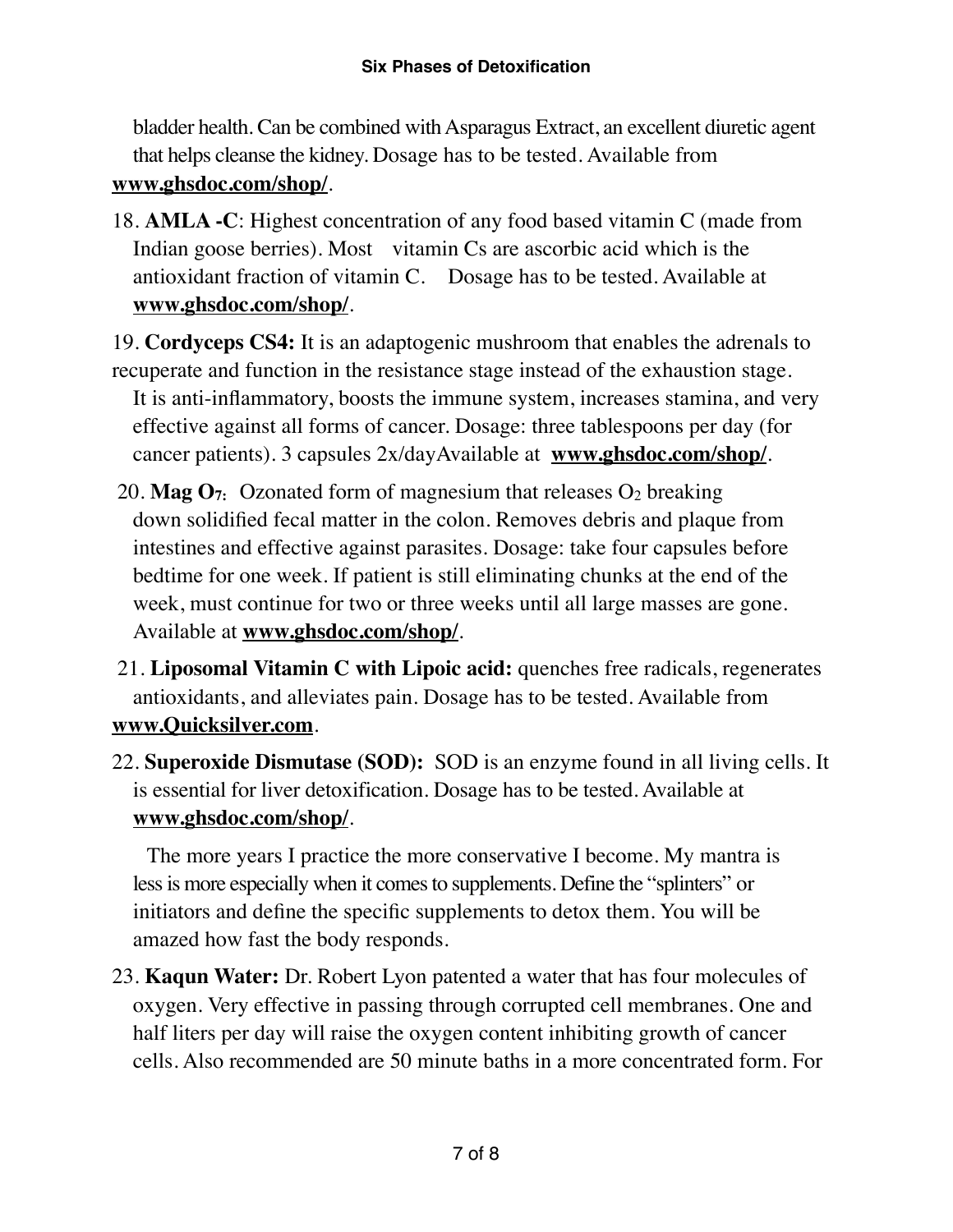bladder health. Can be combined with Asparagus Extract, an excellent diuretic agent that helps cleanse the kidney. Dosage has to be tested. Available from **www.ghsdoc.com/shop/**.

18. **AMLA -C**: Highest concentration of any food based vitamin C (made from Indian goose berries). Most vitamin Cs are ascorbic acid which is the antioxidant fraction of vitamin C. Dosage has to be tested. Available at **www.ghsdoc.com/shop/**.

19. **Cordyceps CS4:** It is an adaptogenic mushroom that enables the adrenals to recuperate and function in the resistance stage instead of the exhaustion stage. It is anti-inflammatory, boosts the immune system, increases stamina, and very effective against all forms of cancer. Dosage: three tablespoons per day (for cancer patients). 3 capsules 2x/dayAvailable at **www.ghsdoc.com/shop/**.

20. **Mag $O_7$:** Ozonated form of magnesium that releases $O_2$ breaking down solidified fecal matter in the colon. Removes debris and plaque from intestines and effective against parasites. Dosage: take four capsules before bedtime for one week. If patient is still eliminating chunks at the end of the week, must continue for two or three weeks until all large masses are gone. Available at **www.ghsdoc.com/shop/**.

21. **Liposomal Vitamin C with Lipoic acid:** quenches free radicals, regenerates antioxidants, and alleviates pain. Dosage has to be tested. Available from **www.Quicksilver.com**.

22. **Superoxide Dismutase (SOD):** SOD is an enzyme found in all living cells. It is essential for liver detoxification. Dosage has to be tested. Available at **www.ghsdoc.com/shop/**.

The more years I practice the more conservative I become. My mantra is less is more especially when it comes to supplements. Define the "splinters" or initiators and define the specific supplements to detox them. You will be amazed how fast the body responds.

23. **Kaqun Water:** Dr. Robert Lyon patented a water that has four molecules of oxygen. Very effective in passing through corrupted cell membranes. One and half liters per day will raise the oxygen content inhibiting growth of cancer cells. Also recommended are 50 minute baths in a more concentrated form. For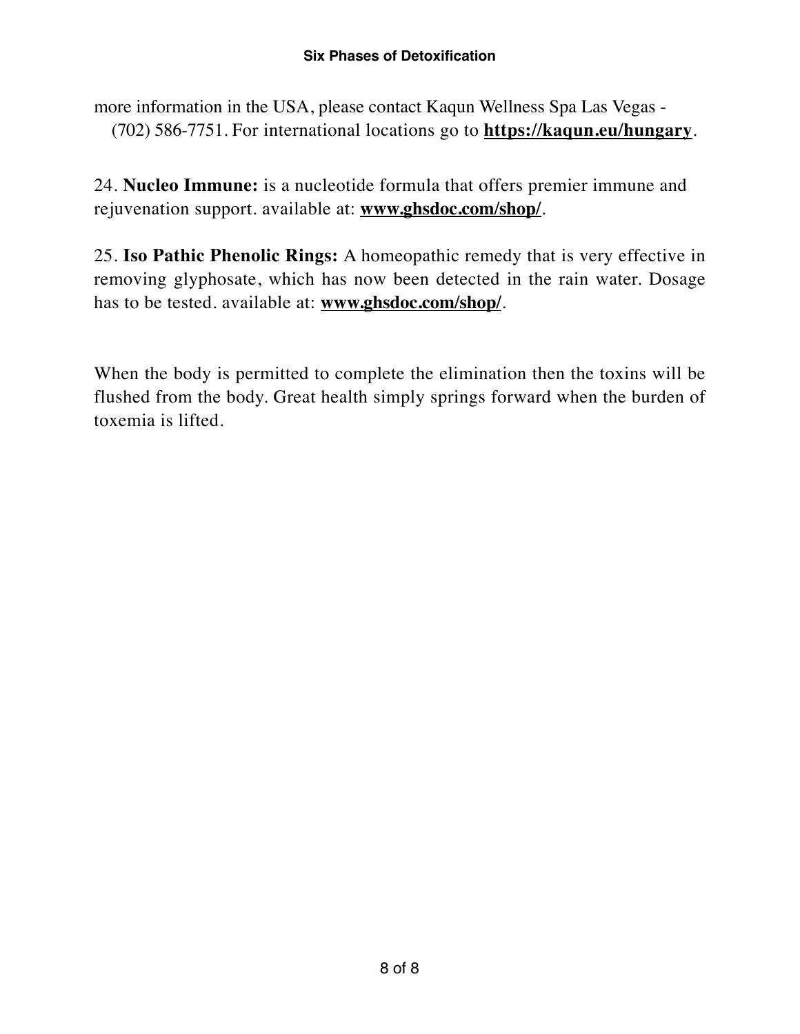more information in the USA, please contact Kaqun Wellness Spa Las Vegas - (702) 586-7751. For international locations go to **https://kaqun.eu/hungary**.

24. **Nucleo Immune:** is a nucleotide formula that offers premier immune and rejuvenation support. available at: **www.ghsdoc.com/shop/**.

25. **Iso Pathic Phenolic Rings:** A homeopathic remedy that is very effective in removing glyphosate, which has now been detected in the rain water. Dosage has to be tested. available at: **www.ghsdoc.com/shop/**.

When the body is permitted to complete the elimination then the toxins will be flushed from the body. Great health simply springs forward when the burden of toxemia is lifted.